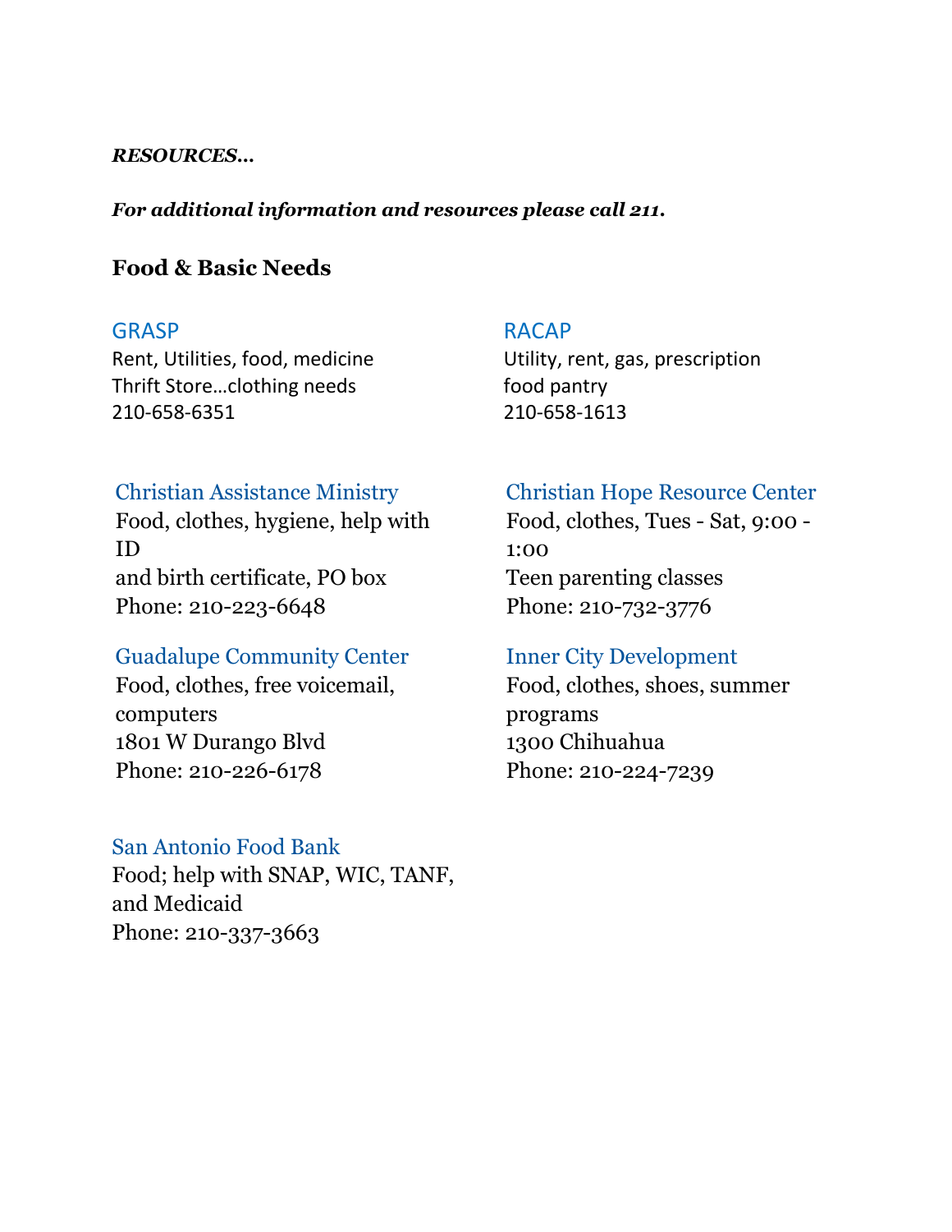***RESOURCES…***

***For additional information and resources please call 211.***

## Food & Basic Needs

### GRASP

Rent, Utilities, food, medicine
Thrift Store…clothing needs
210-658-6351

### RACAP

Utility, rent, gas, prescription
food pantry
210-658-1613

### Christian Assistance Ministry

Food, clothes, hygiene, help with ID
and birth certificate, PO box
Phone: 210-223-6648

### Christian Hope Resource Center

Food, clothes, Tues - Sat, 9:00 - 1:00
Teen parenting classes
Phone: 210-732-3776

### Guadalupe Community Center

Food, clothes, free voicemail, computers
1801 W Durango Blvd
Phone: 210-226-6178

### Inner City Development

Food, clothes, shoes, summer programs
1300 Chihuahua
Phone: 210-224-7239

### San Antonio Food Bank

Food; help with SNAP, WIC, TANF, and Medicaid
Phone: 210-337-3663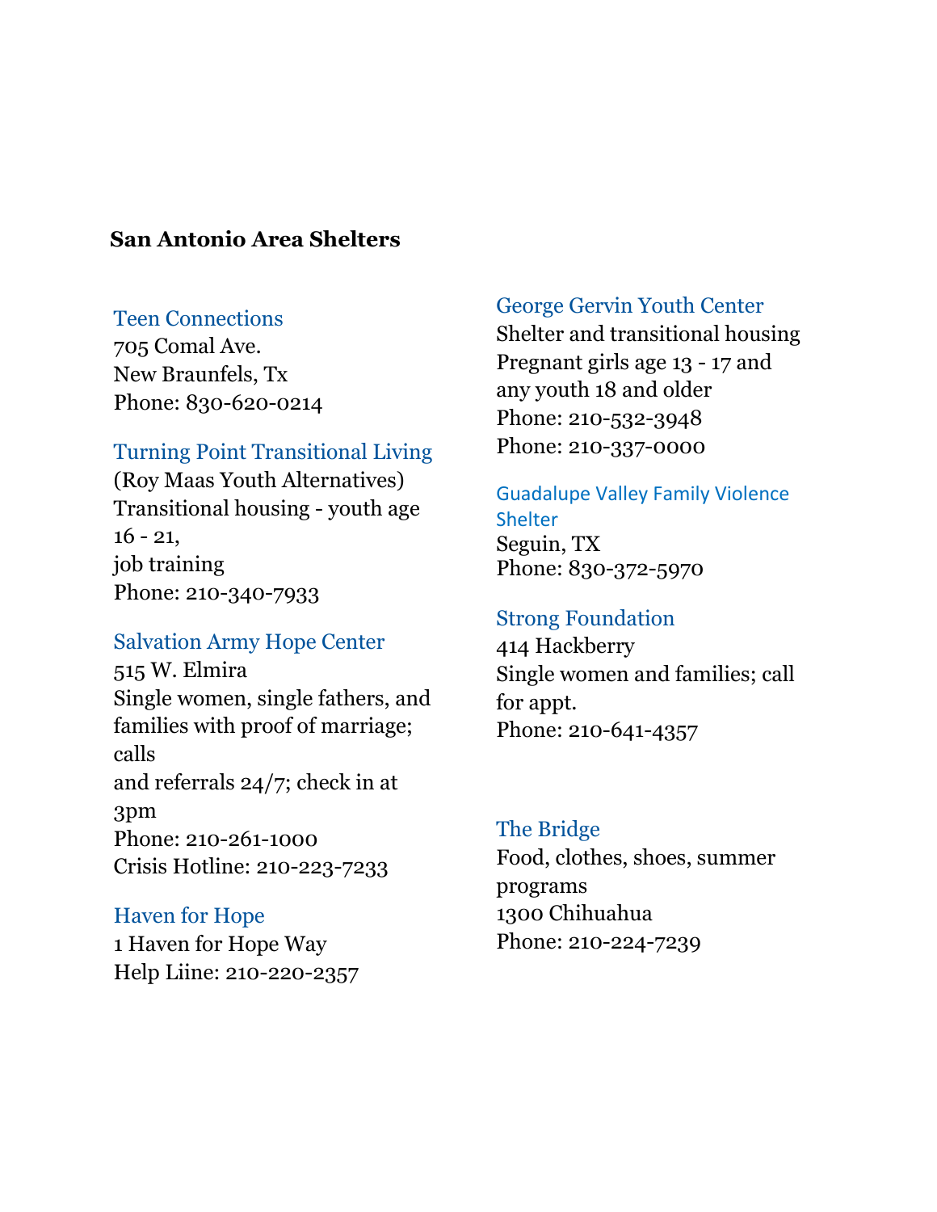**San Antonio Area Shelters**

### Teen Connections

705 Comal Ave.
New Braunfels, Tx
Phone: 830-620-0214

### Turning Point Transitional Living

(Roy Maas Youth Alternatives)
Transitional housing - youth age 16 - 21,
job training
Phone: 210-340-7933

### Salvation Army Hope Center

515 W. Elmira
Single women, single fathers, and families with proof of marriage; calls
and referrals 24/7; check in at 3pm
Phone: 210-261-1000
Crisis Hotline: 210-223-7233

### Haven for Hope

1 Haven for Hope Way
Help Liine: 210-220-2357

### George Gervin Youth Center

Shelter and transitional housing
Pregnant girls age 13 - 17 and any youth 18 and older
Phone: 210-532-3948
Phone: 210-337-0000

### Guadalupe Valley Family Violence Shelter

Seguin, TX
Phone: 830-372-5970

### Strong Foundation

414 Hackberry
Single women and families; call for appt.
Phone: 210-641-4357

### The Bridge

Food, clothes, shoes, summer programs
1300 Chihuahua
Phone: 210-224-7239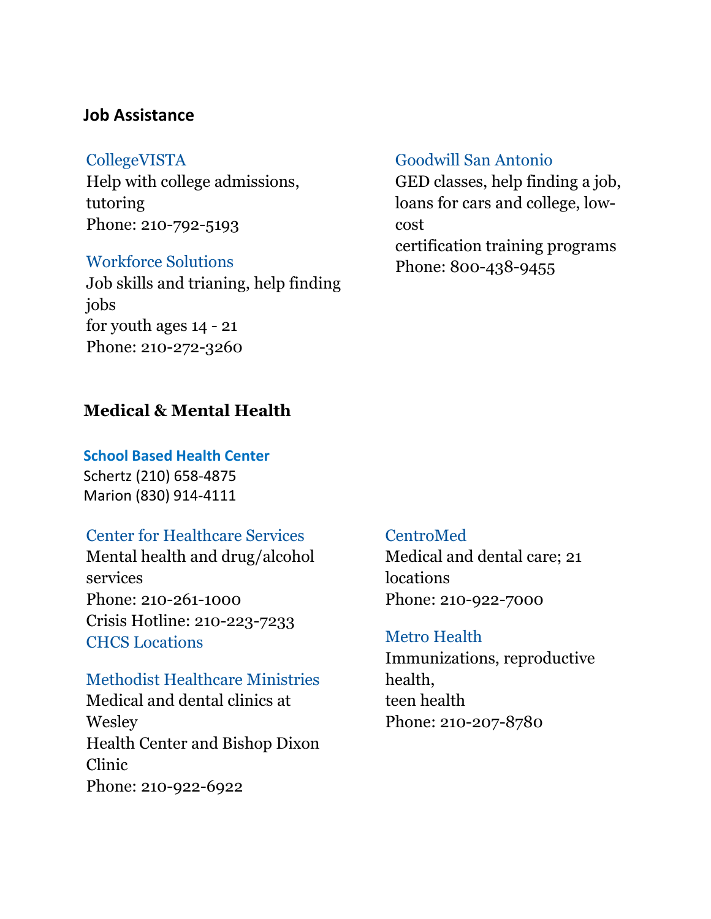## Job Assistance

**CollegeVISTA**
Help with college admissions, tutoring
Phone: 210-792-5193

**Workforce Solutions**
Job skills and trianing, help finding jobs
for youth ages 14 - 21
Phone: 210-272-3260

**Goodwill San Antonio**
GED classes, help finding a job, loans for cars and college, low-cost
certification training programs
Phone: 800-438-9455

## Medical & Mental Health

**School Based Health Center**
Schertz (210) 658-4875
Marion (830) 914-4111

**Center for Healthcare Services**
Mental health and drug/alcohol services
Phone: 210-261-1000
Crisis Hotline: 210-223-7233
CHCS Locations

**Methodist Healthcare Ministries**
Medical and dental clinics at Wesley
Health Center and Bishop Dixon Clinic
Phone: 210-922-6922

**CentroMed**
Medical and dental care; 21 locations
Phone: 210-922-7000

**Metro Health**
Immunizations, reproductive health,
teen health
Phone: 210-207-8780